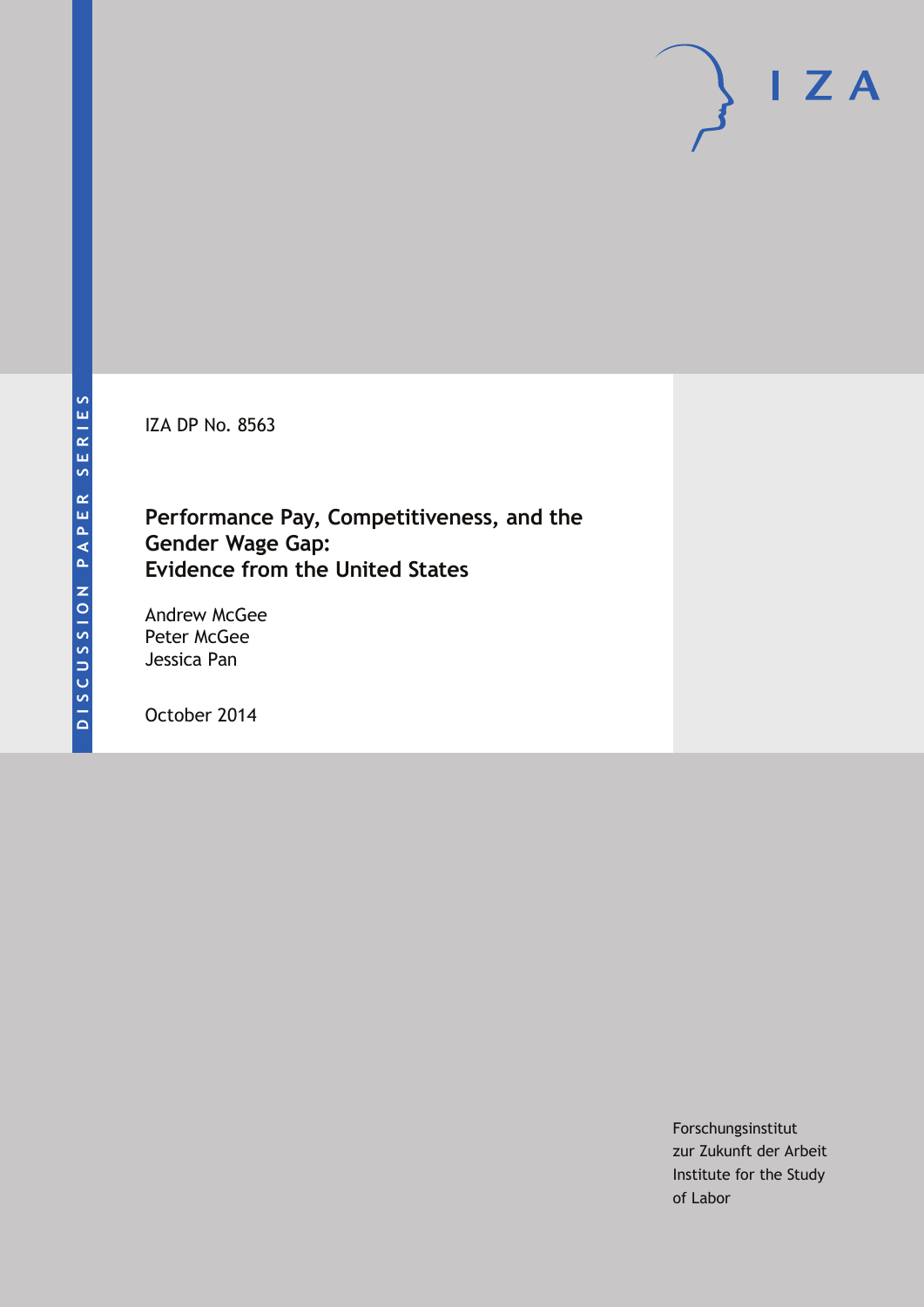DISCUSSION PAPER SERIES

IZA

IZA DP No. 8563

# Performance Pay, Competitiveness, and the Gender Wage Gap: Evidence from the United States

Andrew McGee
Peter McGee
Jessica Pan

October 2014

Forschungsinstitut
zur Zukunft der Arbeit
Institute for the Study
of Labor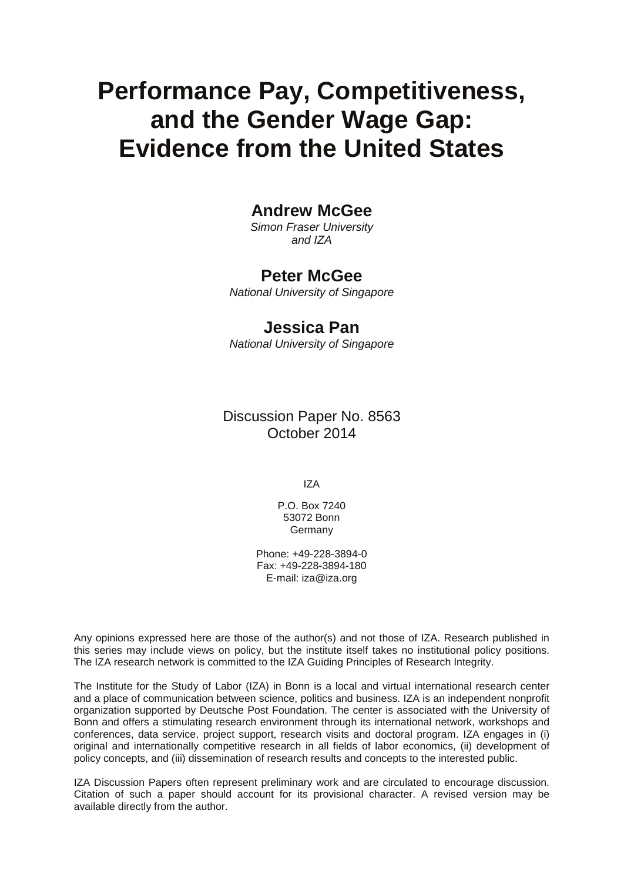# Performance Pay, Competitiveness, and the Gender Wage Gap: Evidence from the United States

## Andrew McGee

*Simon Fraser University and IZA*

## Peter McGee

*National University of Singapore*

## Jessica Pan

*National University of Singapore*

Discussion Paper No. 8563
October 2014

IZA

P.O. Box 7240
53072 Bonn
Germany

Phone: +49-228-3894-0
Fax: +49-228-3894-180
E-mail: iza@iza.org

Any opinions expressed here are those of the author(s) and not those of IZA. Research published in this series may include views on policy, but the institute itself takes no institutional policy positions. The IZA research network is committed to the IZA Guiding Principles of Research Integrity.

The Institute for the Study of Labor (IZA) in Bonn is a local and virtual international research center and a place of communication between science, politics and business. IZA is an independent nonprofit organization supported by Deutsche Post Foundation. The center is associated with the University of Bonn and offers a stimulating research environment through its international network, workshops and conferences, data service, project support, research visits and doctoral program. IZA engages in (i) original and internationally competitive research in all fields of labor economics, (ii) development of policy concepts, and (iii) dissemination of research results and concepts to the interested public.

IZA Discussion Papers often represent preliminary work and are circulated to encourage discussion. Citation of such a paper should account for its provisional character. A revised version may be available directly from the author.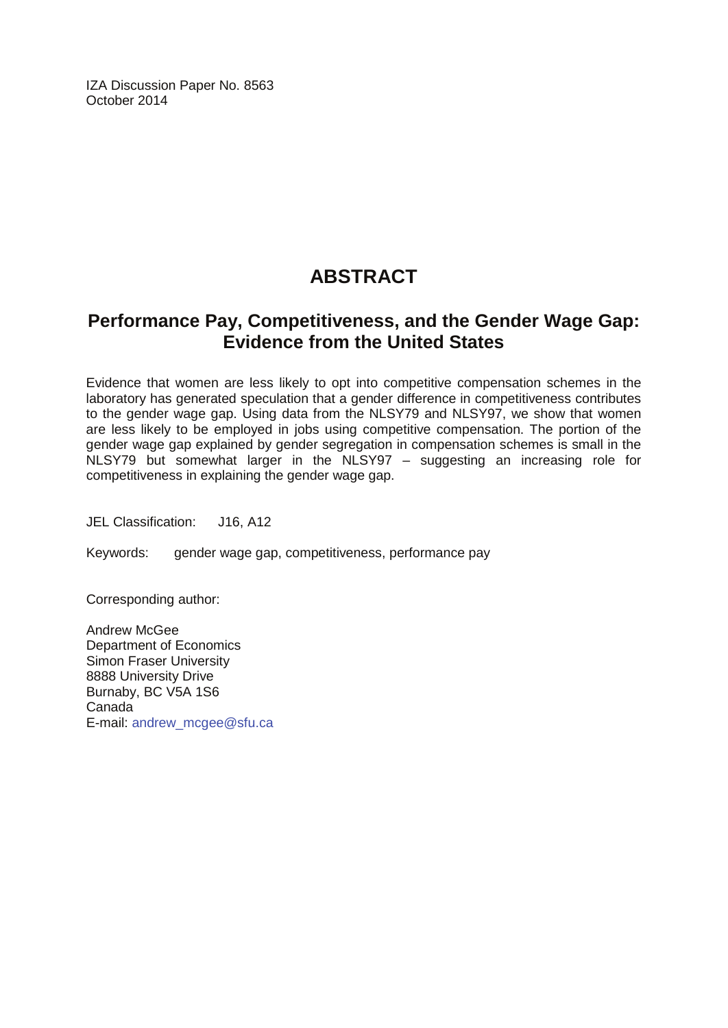IZA Discussion Paper No. 8563
October 2014

# ABSTRACT

## Performance Pay, Competitiveness, and the Gender Wage Gap: Evidence from the United States

Evidence that women are less likely to opt into competitive compensation schemes in the laboratory has generated speculation that a gender difference in competitiveness contributes to the gender wage gap. Using data from the NLSY79 and NLSY97, we show that women are less likely to be employed in jobs using competitive compensation. The portion of the gender wage gap explained by gender segregation in compensation schemes is small in the NLSY79 but somewhat larger in the NLSY97 – suggesting an increasing role for competitiveness in explaining the gender wage gap.

JEL Classification: J16, A12

Keywords: gender wage gap, competitiveness, performance pay

Corresponding author:

Andrew McGee
Department of Economics
Simon Fraser University
8888 University Drive
Burnaby, BC V5A 1S6
Canada
E-mail: andrew_mcgee@sfu.ca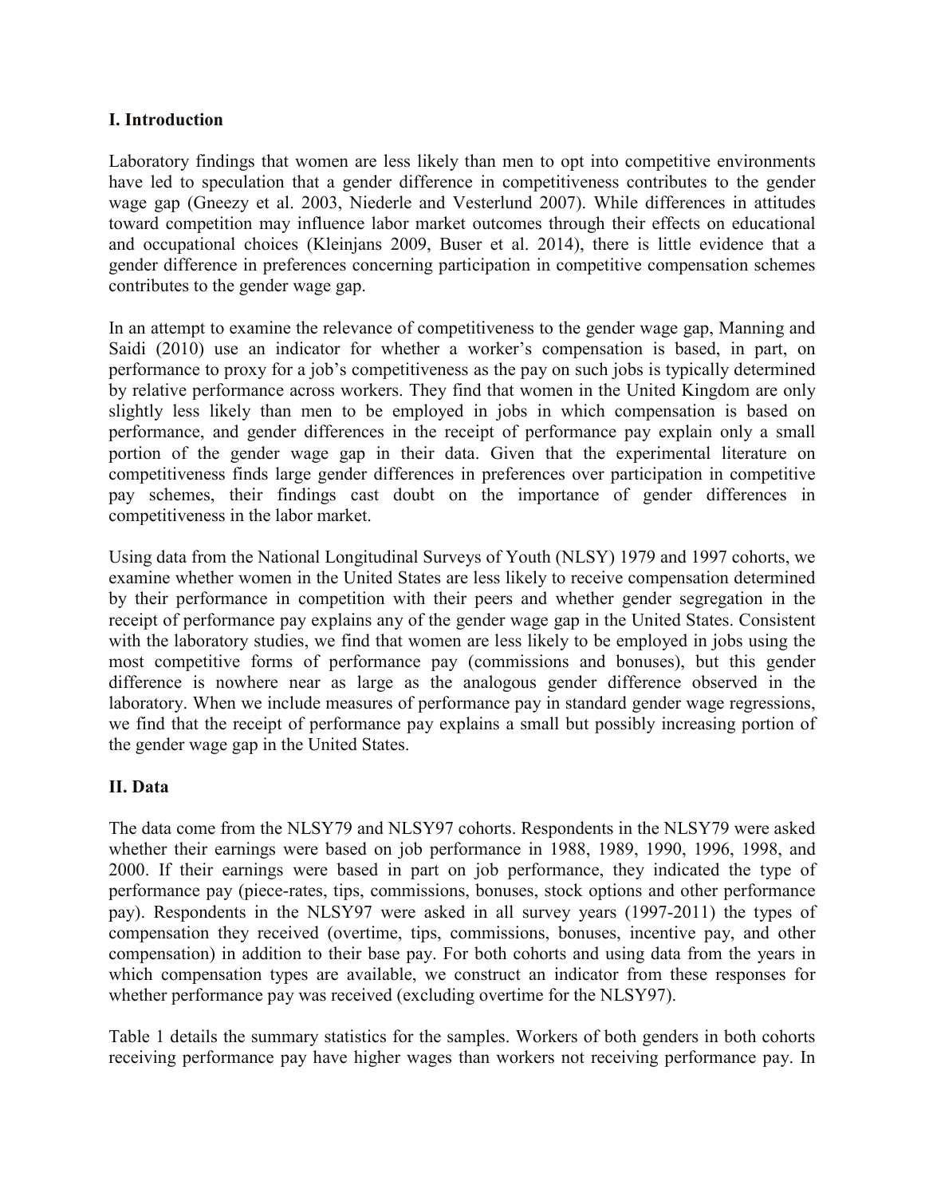## I. Introduction

Laboratory findings that women are less likely than men to opt into competitive environments have led to speculation that a gender difference in competitiveness contributes to the gender wage gap (Gneezy et al. 2003, Niederle and Vesterlund 2007). While differences in attitudes toward competition may influence labor market outcomes through their effects on educational and occupational choices (Kleinjans 2009, Buser et al. 2014), there is little evidence that a gender difference in preferences concerning participation in competitive compensation schemes contributes to the gender wage gap.

In an attempt to examine the relevance of competitiveness to the gender wage gap, Manning and Saidi (2010) use an indicator for whether a worker's compensation is based, in part, on performance to proxy for a job's competitiveness as the pay on such jobs is typically determined by relative performance across workers. They find that women in the United Kingdom are only slightly less likely than men to be employed in jobs in which compensation is based on performance, and gender differences in the receipt of performance pay explain only a small portion of the gender wage gap in their data. Given that the experimental literature on competitiveness finds large gender differences in preferences over participation in competitive pay schemes, their findings cast doubt on the importance of gender differences in competitiveness in the labor market.

Using data from the National Longitudinal Surveys of Youth (NLSY) 1979 and 1997 cohorts, we examine whether women in the United States are less likely to receive compensation determined by their performance in competition with their peers and whether gender segregation in the receipt of performance pay explains any of the gender wage gap in the United States. Consistent with the laboratory studies, we find that women are less likely to be employed in jobs using the most competitive forms of performance pay (commissions and bonuses), but this gender difference is nowhere near as large as the analogous gender difference observed in the laboratory. When we include measures of performance pay in standard gender wage regressions, we find that the receipt of performance pay explains a small but possibly increasing portion of the gender wage gap in the United States.

## II. Data

The data come from the NLSY79 and NLSY97 cohorts. Respondents in the NLSY79 were asked whether their earnings were based on job performance in 1988, 1989, 1990, 1996, 1998, and 2000. If their earnings were based in part on job performance, they indicated the type of performance pay (piece-rates, tips, commissions, bonuses, stock options and other performance pay). Respondents in the NLSY97 were asked in all survey years (1997-2011) the types of compensation they received (overtime, tips, commissions, bonuses, incentive pay, and other compensation) in addition to their base pay. For both cohorts and using data from the years in which compensation types are available, we construct an indicator from these responses for whether performance pay was received (excluding overtime for the NLSY97).

Table 1 details the summary statistics for the samples. Workers of both genders in both cohorts receiving performance pay have higher wages than workers not receiving performance pay. In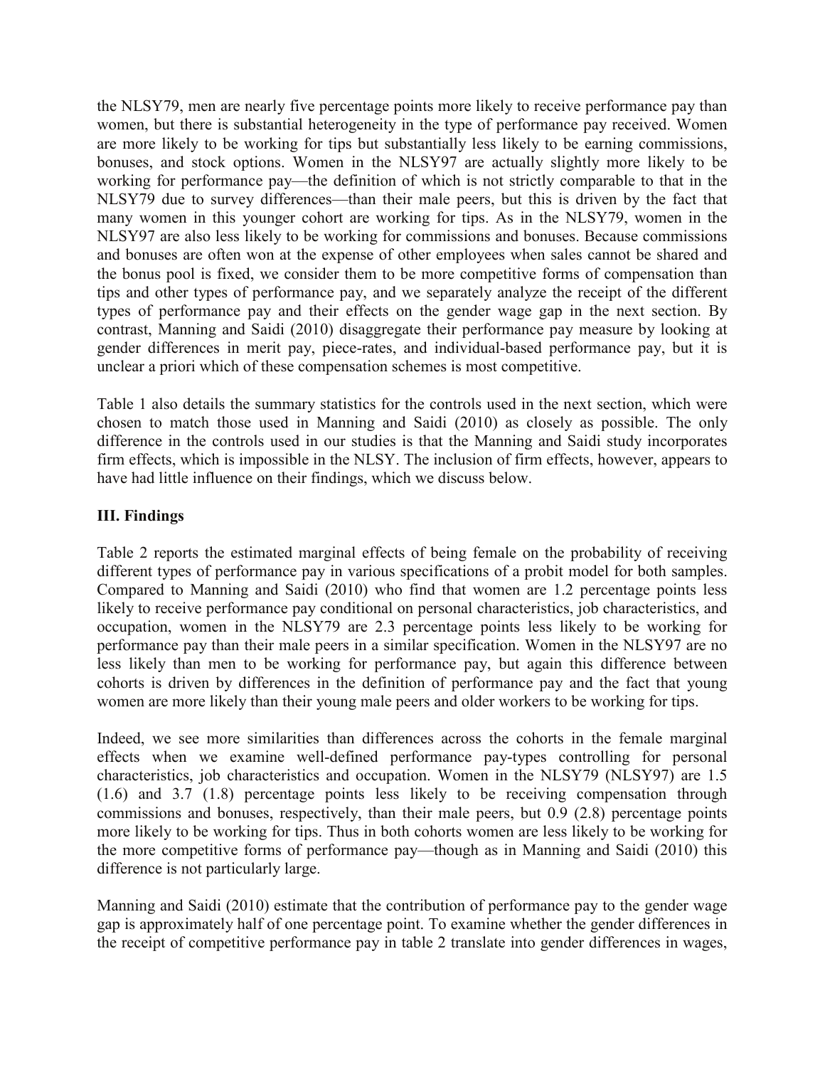the NLSY79, men are nearly five percentage points more likely to receive performance pay than women, but there is substantial heterogeneity in the type of performance pay received. Women are more likely to be working for tips but substantially less likely to be earning commissions, bonuses, and stock options. Women in the NLSY97 are actually slightly more likely to be working for performance pay—the definition of which is not strictly comparable to that in the NLSY79 due to survey differences—than their male peers, but this is driven by the fact that many women in this younger cohort are working for tips. As in the NLSY79, women in the NLSY97 are also less likely to be working for commissions and bonuses. Because commissions and bonuses are often won at the expense of other employees when sales cannot be shared and the bonus pool is fixed, we consider them to be more competitive forms of compensation than tips and other types of performance pay, and we separately analyze the receipt of the different types of performance pay and their effects on the gender wage gap in the next section. By contrast, Manning and Saidi (2010) disaggregate their performance pay measure by looking at gender differences in merit pay, piece-rates, and individual-based performance pay, but it is unclear a priori which of these compensation schemes is most competitive.

Table 1 also details the summary statistics for the controls used in the next section, which were chosen to match those used in Manning and Saidi (2010) as closely as possible. The only difference in the controls used in our studies is that the Manning and Saidi study incorporates firm effects, which is impossible in the NLSY. The inclusion of firm effects, however, appears to have had little influence on their findings, which we discuss below.

## III. Findings

Table 2 reports the estimated marginal effects of being female on the probability of receiving different types of performance pay in various specifications of a probit model for both samples. Compared to Manning and Saidi (2010) who find that women are 1.2 percentage points less likely to receive performance pay conditional on personal characteristics, job characteristics, and occupation, women in the NLSY79 are 2.3 percentage points less likely to be working for performance pay than their male peers in a similar specification. Women in the NLSY97 are no less likely than men to be working for performance pay, but again this difference between cohorts is driven by differences in the definition of performance pay and the fact that young women are more likely than their young male peers and older workers to be working for tips.

Indeed, we see more similarities than differences across the cohorts in the female marginal effects when we examine well-defined performance pay-types controlling for personal characteristics, job characteristics and occupation. Women in the NLSY79 (NLSY97) are 1.5 (1.6) and 3.7 (1.8) percentage points less likely to be receiving compensation through commissions and bonuses, respectively, than their male peers, but 0.9 (2.8) percentage points more likely to be working for tips. Thus in both cohorts women are less likely to be working for the more competitive forms of performance pay—though as in Manning and Saidi (2010) this difference is not particularly large.

Manning and Saidi (2010) estimate that the contribution of performance pay to the gender wage gap is approximately half of one percentage point. To examine whether the gender differences in the receipt of competitive performance pay in table 2 translate into gender differences in wages,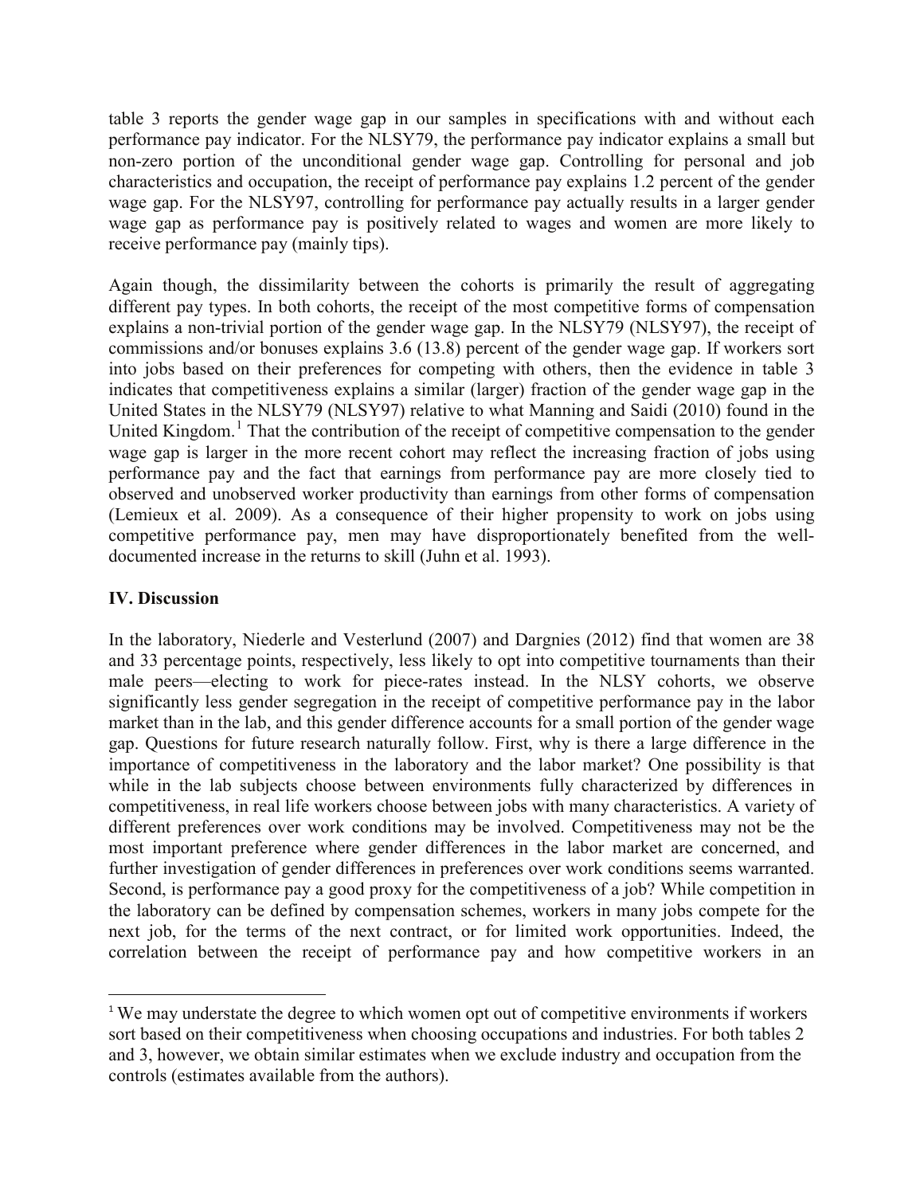table 3 reports the gender wage gap in our samples in specifications with and without each performance pay indicator. For the NLSY79, the performance pay indicator explains a small but non-zero portion of the unconditional gender wage gap. Controlling for personal and job characteristics and occupation, the receipt of performance pay explains 1.2 percent of the gender wage gap. For the NLSY97, controlling for performance pay actually results in a larger gender wage gap as performance pay is positively related to wages and women are more likely to receive performance pay (mainly tips).

Again though, the dissimilarity between the cohorts is primarily the result of aggregating different pay types. In both cohorts, the receipt of the most competitive forms of compensation explains a non-trivial portion of the gender wage gap. In the NLSY79 (NLSY97), the receipt of commissions and/or bonuses explains 3.6 (13.8) percent of the gender wage gap. If workers sort into jobs based on their preferences for competing with others, then the evidence in table 3 indicates that competitiveness explains a similar (larger) fraction of the gender wage gap in the United States in the NLSY79 (NLSY97) relative to what Manning and Saidi (2010) found in the United Kingdom.[1] That the contribution of the receipt of competitive compensation to the gender wage gap is larger in the more recent cohort may reflect the increasing fraction of jobs using performance pay and the fact that earnings from performance pay are more closely tied to observed and unobserved worker productivity than earnings from other forms of compensation (Lemieux et al. 2009). As a consequence of their higher propensity to work on jobs using competitive performance pay, men may have disproportionately benefited from the well-documented increase in the returns to skill (Juhn et al. 1993).

## IV. Discussion

In the laboratory, Niederle and Vesterlund (2007) and Dargnies (2012) find that women are 38 and 33 percentage points, respectively, less likely to opt into competitive tournaments than their male peers—electing to work for piece-rates instead. In the NLSY cohorts, we observe significantly less gender segregation in the receipt of competitive performance pay in the labor market than in the lab, and this gender difference accounts for a small portion of the gender wage gap. Questions for future research naturally follow. First, why is there a large difference in the importance of competitiveness in the laboratory and the labor market? One possibility is that while in the lab subjects choose between environments fully characterized by differences in competitiveness, in real life workers choose between jobs with many characteristics. A variety of different preferences over work conditions may be involved. Competitiveness may not be the most important preference where gender differences in the labor market are concerned, and further investigation of gender differences in preferences over work conditions seems warranted. Second, is performance pay a good proxy for the competitiveness of a job? While competition in the laboratory can be defined by compensation schemes, workers in many jobs compete for the next job, for the terms of the next contract, or for limited work opportunities. Indeed, the correlation between the receipt of performance pay and how competitive workers in an

[1] We may understate the degree to which women opt out of competitive environments if workers sort based on their competitiveness when choosing occupations and industries. For both tables 2 and 3, however, we obtain similar estimates when we exclude industry and occupation from the controls (estimates available from the authors).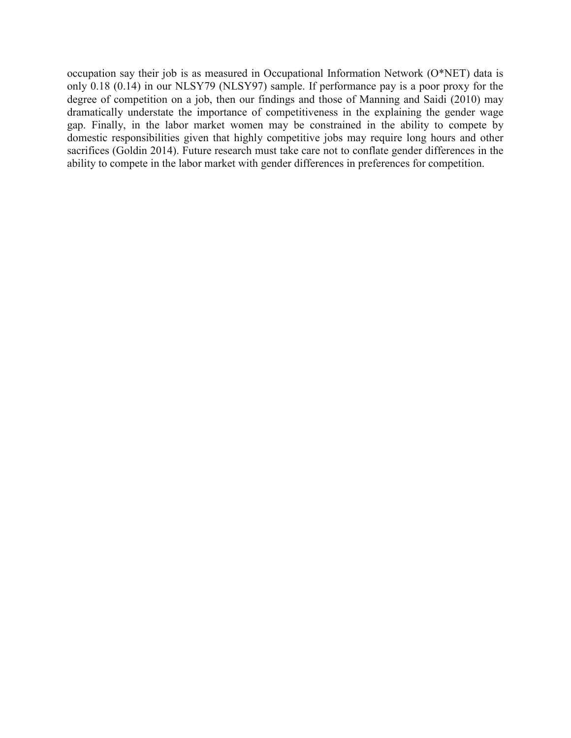occupation say their job is as measured in Occupational Information Network (O*NET) data is only 0.18 (0.14) in our NLSY79 (NLSY97) sample. If performance pay is a poor proxy for the degree of competition on a job, then our findings and those of Manning and Saidi (2010) may dramatically understate the importance of competitiveness in the explaining the gender wage gap. Finally, in the labor market women may be constrained in the ability to compete by domestic responsibilities given that highly competitive jobs may require long hours and other sacrifices (Goldin 2014). Future research must take care not to conflate gender differences in the ability to compete in the labor market with gender differences in preferences for competition.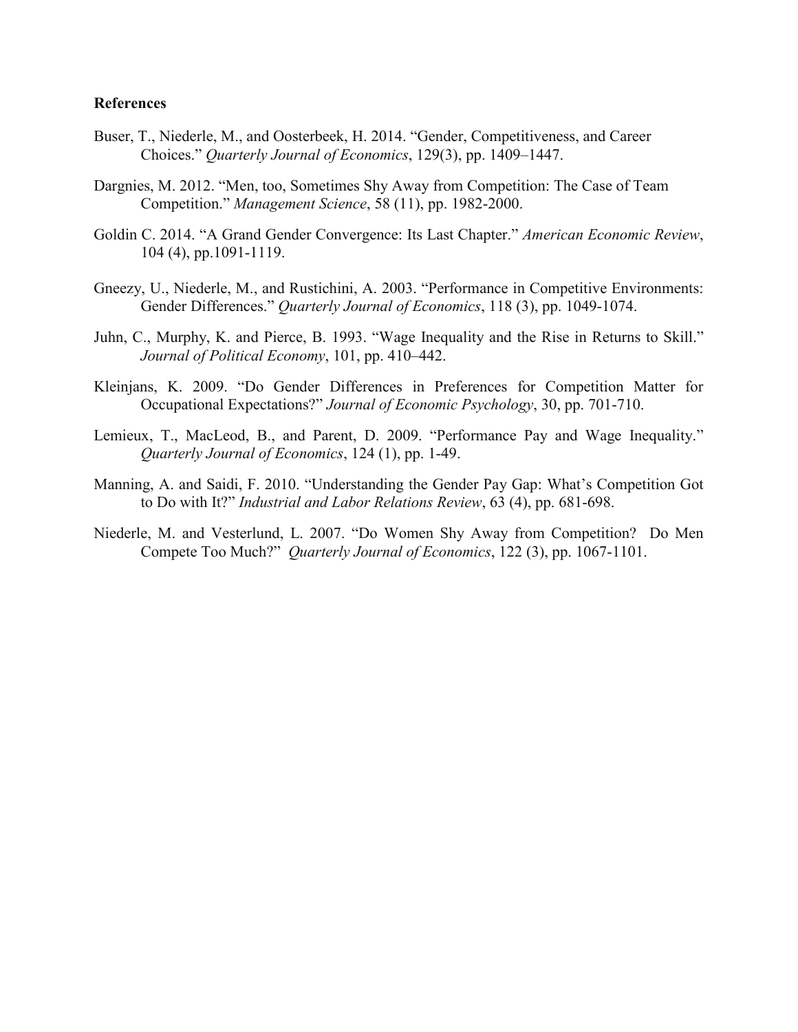**References**

Buser, T., Niederle, M., and Oosterbeek, H. 2014. "Gender, Competitiveness, and Career Choices." *Quarterly Journal of Economics*, 129(3), pp. 1409–1447.

Dargnies, M. 2012. "Men, too, Sometimes Shy Away from Competition: The Case of Team Competition." *Management Science*, 58 (11), pp. 1982-2000.

Goldin C. 2014. "A Grand Gender Convergence: Its Last Chapter." *American Economic Review*, 104 (4), pp.1091-1119.

Gneezy, U., Niederle, M., and Rustichini, A. 2003. "Performance in Competitive Environments: Gender Differences." *Quarterly Journal of Economics*, 118 (3), pp. 1049-1074.

Juhn, C., Murphy, K. and Pierce, B. 1993. "Wage Inequality and the Rise in Returns to Skill." *Journal of Political Economy*, 101, pp. 410–442.

Kleinjans, K. 2009. "Do Gender Differences in Preferences for Competition Matter for Occupational Expectations?" *Journal of Economic Psychology*, 30, pp. 701-710.

Lemieux, T., MacLeod, B., and Parent, D. 2009. "Performance Pay and Wage Inequality." *Quarterly Journal of Economics*, 124 (1), pp. 1-49.

Manning, A. and Saidi, F. 2010. "Understanding the Gender Pay Gap: What's Competition Got to Do with It?" *Industrial and Labor Relations Review*, 63 (4), pp. 681-698.

Niederle, M. and Vesterlund, L. 2007. "Do Women Shy Away from Competition? Do Men Compete Too Much?" *Quarterly Journal of Economics*, 122 (3), pp. 1067-1101.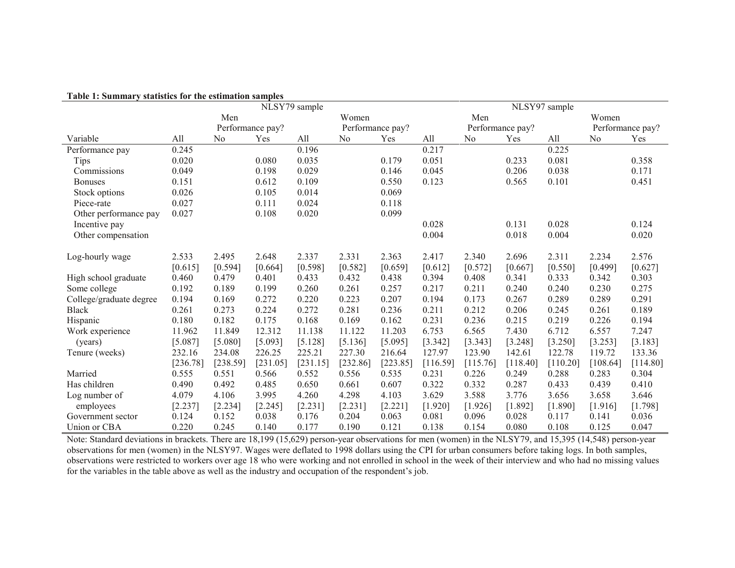**Table 1: Summary statistics for the estimation samples**

| | NLSY79 sample | | | | | | NLSY97 sample | | | | | |
|---|---|---|---|---|---|---|---|---|---|---|---|---|
| | | Men Performance pay? | | | Women Performance pay? | | | Men Performance pay? | | | Women Performance pay? | |
| Variable | All | No | Yes | All | No | Yes | All | No | Yes | All | No | Yes |
| Performance pay | 0.245 | | | 0.196 | | | 0.217 | | | 0.225 | | |
| Tips | 0.020 | | 0.080 | 0.035 | | 0.179 | 0.051 | | 0.233 | 0.081 | | 0.358 |
| Commissions | 0.049 | | 0.198 | 0.029 | | 0.146 | 0.045 | | 0.206 | 0.038 | | 0.171 |
| Bonuses | 0.151 | | 0.612 | 0.109 | | 0.550 | 0.123 | | 0.565 | 0.101 | | 0.451 |
| Stock options | 0.026 | | 0.105 | 0.014 | | 0.069 | | | | | | |
| Piece-rate | 0.027 | | 0.111 | 0.024 | | 0.118 | | | | | | |
| Other performance pay | 0.027 | | 0.108 | 0.020 | | 0.099 | | | | | | |
| Incentive pay | | | | | | | 0.028 | | 0.131 | 0.028 | | 0.124 |
| Other compensation | | | | | | | 0.004 | | 0.018 | 0.004 | | 0.020 |
| Log-hourly wage | 2.533 | 2.495 | 2.648 | 2.337 | 2.331 | 2.363 | 2.417 | 2.340 | 2.696 | 2.311 | 2.234 | 2.576 |
| | [0.615] | [0.594] | [0.664] | [0.598] | [0.582] | [0.659] | [0.612] | [0.572] | [0.667] | [0.550] | [0.499] | [0.627] |
| High school graduate | 0.460 | 0.479 | 0.401 | 0.433 | 0.432 | 0.438 | 0.394 | 0.408 | 0.341 | 0.333 | 0.342 | 0.303 |
| Some college | 0.192 | 0.189 | 0.199 | 0.260 | 0.261 | 0.257 | 0.217 | 0.211 | 0.240 | 0.240 | 0.230 | 0.275 |
| College/graduate degree | 0.194 | 0.169 | 0.272 | 0.220 | 0.223 | 0.207 | 0.194 | 0.173 | 0.267 | 0.289 | 0.289 | 0.291 |
| Black | 0.261 | 0.273 | 0.224 | 0.272 | 0.281 | 0.236 | 0.211 | 0.212 | 0.206 | 0.245 | 0.261 | 0.189 |
| Hispanic | 0.180 | 0.182 | 0.175 | 0.168 | 0.169 | 0.162 | 0.231 | 0.236 | 0.215 | 0.219 | 0.226 | 0.194 |
| Work experience | 11.962 | 11.849 | 12.312 | 11.138 | 11.122 | 11.203 | 6.753 | 6.565 | 7.430 | 6.712 | 6.557 | 7.247 |
| (years) | [5.087] | [5.080] | [5.093] | [5.128] | [5.136] | [5.095] | [3.342] | [3.343] | [3.248] | [3.250] | [3.253] | [3.183] |
| Tenure (weeks) | 232.16 | 234.08 | 226.25 | 225.21 | 227.30 | 216.64 | 127.97 | 123.90 | 142.61 | 122.78 | 119.72 | 133.36 |
| | [236.78] | [238.59] | [231.05] | [231.15] | [232.86] | [223.85] | [116.59] | [115.76] | [118.40] | [110.20] | [108.64] | [114.80] |
| Married | 0.555 | 0.551 | 0.566 | 0.552 | 0.556 | 0.535 | 0.231 | 0.226 | 0.249 | 0.288 | 0.283 | 0.304 |
| Has children | 0.490 | 0.492 | 0.485 | 0.650 | 0.661 | 0.607 | 0.322 | 0.332 | 0.287 | 0.433 | 0.439 | 0.410 |
| Log number of | 4.079 | 4.106 | 3.995 | 4.260 | 4.298 | 4.103 | 3.629 | 3.588 | 3.776 | 3.656 | 3.658 | 3.646 |
| employees | [2.237] | [2.234] | [2.245] | [2.231] | [2.231] | [2.221] | [1.920] | [1.926] | [1.892] | [1.890] | [1.916] | [1.798] |
| Government sector | 0.124 | 0.152 | 0.038 | 0.176 | 0.204 | 0.063 | 0.081 | 0.096 | 0.028 | 0.117 | 0.141 | 0.036 |
| Union or CBA | 0.220 | 0.245 | 0.140 | 0.177 | 0.190 | 0.121 | 0.138 | 0.154 | 0.080 | 0.108 | 0.125 | 0.047 |

Note: Standard deviations in brackets. There are 18,199 (15,629) person-year observations for men (women) in the NLSY79, and 15,395 (14,548) person-year observations for men (women) in the NLSY97. Wages were deflated to 1998 dollars using the CPI for urban consumers before taking logs. In both samples, observations were restricted to workers over age 18 who were working and not enrolled in school in the week of their interview and who had no missing values for the variables in the table above as well as the industry and occupation of the respondent's job.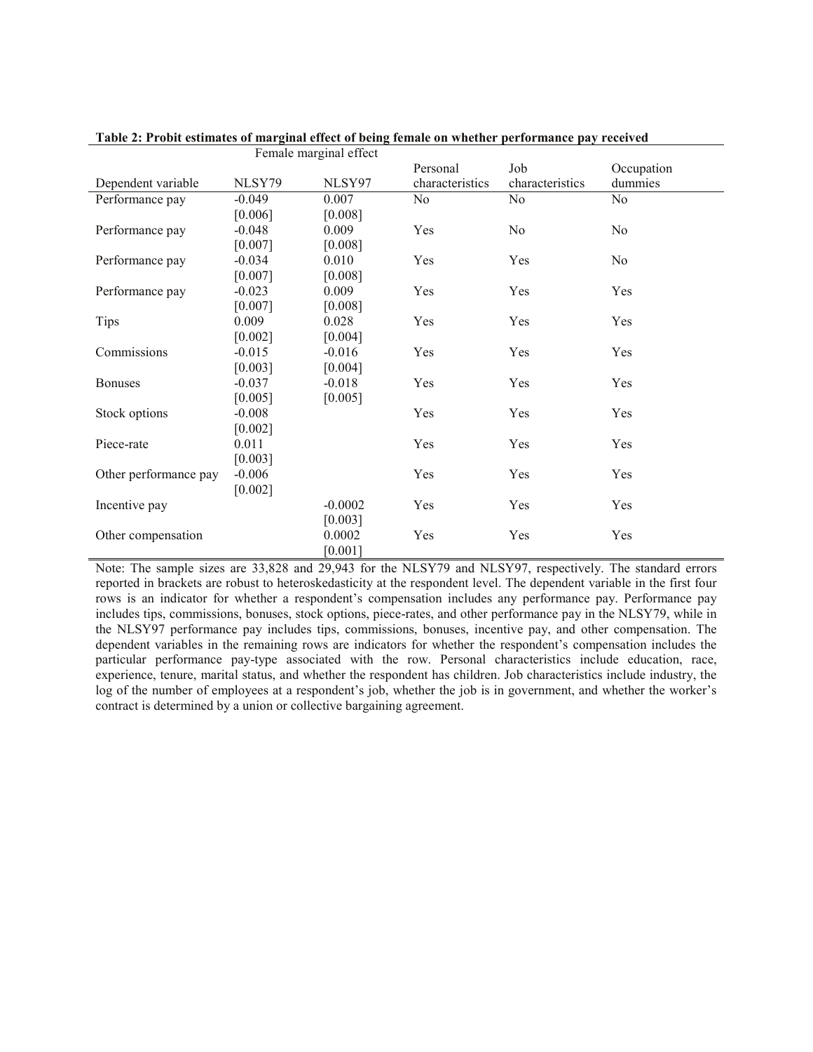**Table 2: Probit estimates of marginal effect of being female on whether performance pay received**

| | Female marginal effect | | | | |
|---|---|---|---|---|---|
| Dependent variable | NLSY79 | NLSY97 | Personal characteristics | Job characteristics | Occupation dummies |
| Performance pay | -0.049 | 0.007 | No | No | No |
| | [0.006] | [0.008] | | | |
| Performance pay | -0.048 | 0.009 | Yes | No | No |
| | [0.007] | [0.008] | | | |
| Performance pay | -0.034 | 0.010 | Yes | Yes | No |
| | [0.007] | [0.008] | | | |
| Performance pay | -0.023 | 0.009 | Yes | Yes | Yes |
| | [0.007] | [0.008] | | | |
| Tips | 0.009 | 0.028 | Yes | Yes | Yes |
| | [0.002] | [0.004] | | | |
| Commissions | -0.015 | -0.016 | Yes | Yes | Yes |
| | [0.003] | [0.004] | | | |
| Bonuses | -0.037 | -0.018 | Yes | Yes | Yes |
| | [0.005] | [0.005] | | | |
| Stock options | -0.008 | | Yes | Yes | Yes |
| | [0.002] | | | | |
| Piece-rate | 0.011 | | Yes | Yes | Yes |
| | [0.003] | | | | |
| Other performance pay | -0.006 | | Yes | Yes | Yes |
| | [0.002] | | | | |
| Incentive pay | | -0.0002 | Yes | Yes | Yes |
| | | [0.003] | | | |
| Other compensation | | 0.0002 | Yes | Yes | Yes |
| | | [0.001] | | | |

Note: The sample sizes are 33,828 and 29,943 for the NLSY79 and NLSY97, respectively. The standard errors reported in brackets are robust to heteroskedasticity at the respondent level. The dependent variable in the first four rows is an indicator for whether a respondent's compensation includes any performance pay. Performance pay includes tips, commissions, bonuses, stock options, piece-rates, and other performance pay in the NLSY79, while in the NLSY97 performance pay includes tips, commissions, bonuses, incentive pay, and other compensation. The dependent variables in the remaining rows are indicators for whether the respondent's compensation includes the particular performance pay-type associated with the row. Personal characteristics include education, race, experience, tenure, marital status, and whether the respondent has children. Job characteristics include industry, the log of the number of employees at a respondent's job, whether the job is in government, and whether the worker's contract is determined by a union or collective bargaining agreement.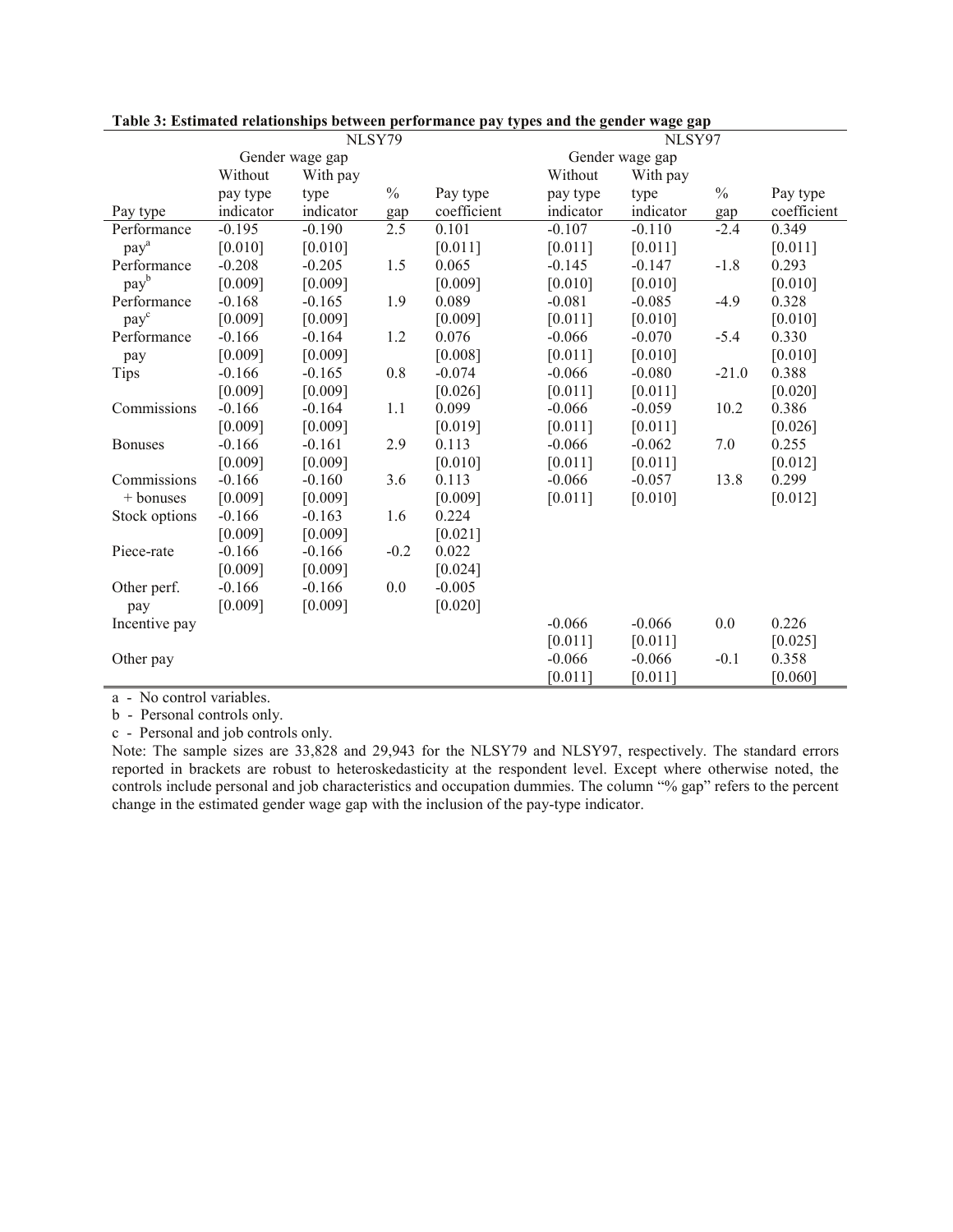**Table 3: Estimated relationships between performance pay types and the gender wage gap**

| | NLSY79 | | | | NLSY97 | | | |
|---|---|---|---|---|---|---|---|---|
| | Gender wage gap | | | | Gender wage gap | | | |
| Pay type | Without pay type indicator | With pay type indicator | % gap | Pay type coefficient | Without pay type indicator | With pay type indicator | % gap | Pay type coefficient |
| Performance pay[a] | -0.195 | -0.190 | 2.5 | 0.101 | -0.107 | -0.110 | -2.4 | 0.349 |
| | [0.010] | [0.010] | | [0.011] | [0.011] | [0.011] | | [0.011] |
| Performance pay[b] | -0.208 | -0.205 | 1.5 | 0.065 | -0.145 | -0.147 | -1.8 | 0.293 |
| | [0.009] | [0.009] | | [0.009] | [0.010] | [0.010] | | [0.010] |
| Performance pay[c] | -0.168 | -0.165 | 1.9 | 0.089 | -0.081 | -0.085 | -4.9 | 0.328 |
| | [0.009] | [0.009] | | [0.009] | [0.011] | [0.010] | | [0.010] |
| Performance pay | -0.166 | -0.164 | 1.2 | 0.076 | -0.066 | -0.070 | -5.4 | 0.330 |
| | [0.009] | [0.009] | | [0.008] | [0.011] | [0.010] | | [0.010] |
| Tips | -0.166 | -0.165 | 0.8 | -0.074 | -0.066 | -0.080 | -21.0 | 0.388 |
| | [0.009] | [0.009] | | [0.026] | [0.011] | [0.011] | | [0.020] |
| Commissions | -0.166 | -0.164 | 1.1 | 0.099 | -0.066 | -0.059 | 10.2 | 0.386 |
| | [0.009] | [0.009] | | [0.019] | [0.011] | [0.011] | | [0.026] |
| Bonuses | -0.166 | -0.161 | 2.9 | 0.113 | -0.066 | -0.062 | 7.0 | 0.255 |
| | [0.009] | [0.009] | | [0.010] | [0.011] | [0.011] | | [0.012] |
| Commissions + bonuses | -0.166 | -0.160 | 3.6 | 0.113 | -0.066 | -0.057 | 13.8 | 0.299 |
| | [0.009] | [0.009] | | [0.009] | [0.011] | [0.010] | | [0.012] |
| Stock options | -0.166 | -0.163 | 1.6 | 0.224 | | | | |
| | [0.009] | [0.009] | | [0.021] | | | | |
| Piece-rate | -0.166 | -0.166 | -0.2 | 0.022 | | | | |
| | [0.009] | [0.009] | | [0.024] | | | | |
| Other perf. pay | -0.166 | -0.166 | 0.0 | -0.005 | | | | |
| | [0.009] | [0.009] | | [0.020] | | | | |
| Incentive pay | | | | | -0.066 | -0.066 | 0.0 | 0.226 |
| | | | | | [0.011] | [0.011] | | [0.025] |
| Other pay | | | | | -0.066 | -0.066 | -0.1 | 0.358 |
| | | | | | [0.011] | [0.011] | | [0.060] |

a - No control variables.

b - Personal controls only.

c - Personal and job controls only.

Note: The sample sizes are 33,828 and 29,943 for the NLSY79 and NLSY97, respectively. The standard errors reported in brackets are robust to heteroskedasticity at the respondent level. Except where otherwise noted, the controls include personal and job characteristics and occupation dummies. The column "% gap" refers to the percent change in the estimated gender wage gap with the inclusion of the pay-type indicator.